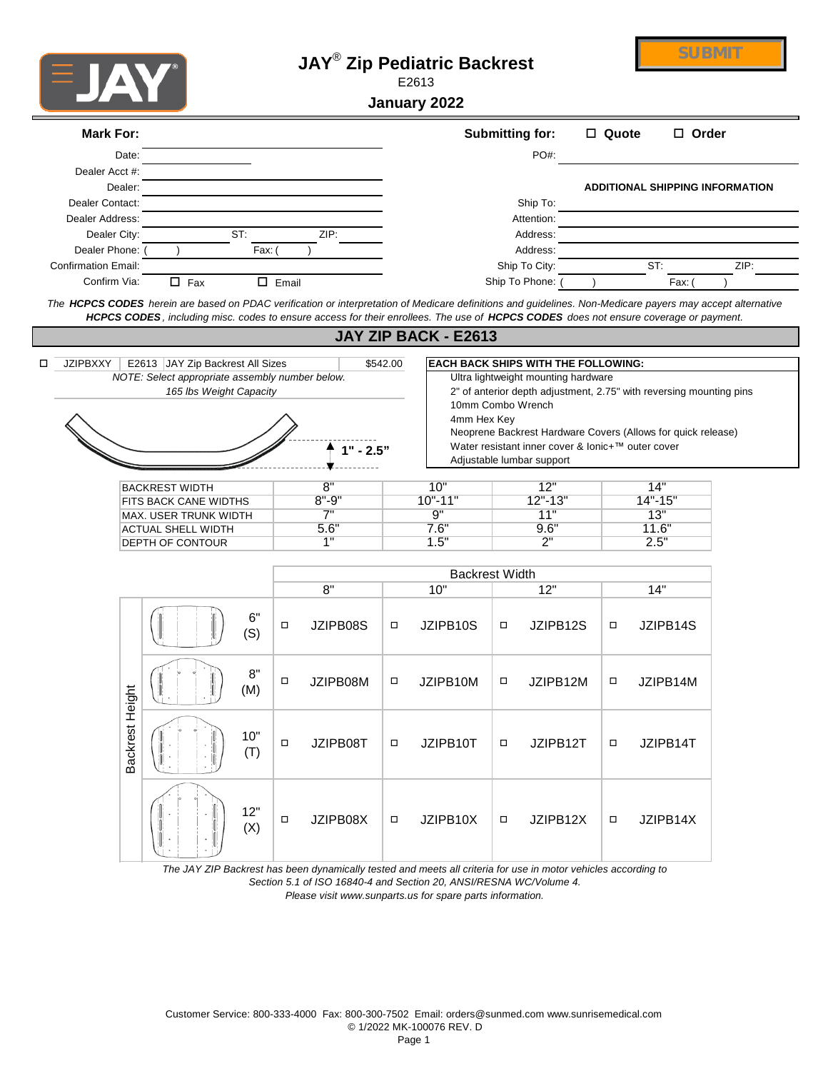# JAY® Zip Pediatric Backrest

E2613

**January 2022**

SUBMIT

| **Mark For:** | | **Submitting for:** | ☐ Quote ☐ Order |
|---|---|---|---|
| Date: | | PO#: | |
| Dealer Acct #: | | | |
| Dealer: | | | **ADDITIONAL SHIPPING INFORMATION** |
| Dealer Contact: | | Ship To: | |
| Dealer Address: | | Attention: | |
| Dealer City: | ST: ZIP: | Address: | |
| Dealer Phone: ( ) | Fax: ( ) | Address: | |
| Confirmation Email: | | Ship To City: | ST: ZIP: |
| Confirm Via: | ☐ Fax ☐ Email | Ship To Phone: ( ) | Fax: ( ) |

*The **HCPCS CODES** herein are based on PDAC verification or interpretation of Medicare definitions and guidelines. Non-Medicare payers may accept alternative **HCPCS CODES**, including misc. codes to ensure access for their enrollees. The use of **HCPCS CODES** does not ensure coverage or payment.*

## JAY ZIP BACK - E2613

☐ JZIPBXXY | E2613 | JAY Zip Backrest All Sizes | $542.00

*NOTE: Select appropriate assembly number below.*

*165 lbs Weight Capacity*

1" - 2.5"

**EACH BACK SHIPS WITH THE FOLLOWING:**

- Ultra lightweight mounting hardware
- 2" of anterior depth adjustment, 2.75" with reversing mounting pins
- 10mm Combo Wrench
- 4mm Hex Key
- Neoprene Backrest Hardware Covers (Allows for quick release)
- Water resistant inner cover & Ionic+™ outer cover
- Adjustable lumbar support

| BACKREST WIDTH | 8" | 10" | 12" | 14" |
|---|---|---|---|---|
| FITS BACK CANE WIDTHS | 8"-9" | 10"-11" | 12"-13" | 14"-15" |
| MAX. USER TRUNK WIDTH | 7" | 9" | 11" | 13" |
| ACTUAL SHELL WIDTH | 5.6" | 7.6" | 9.6" | 11.6" |
| DEPTH OF CONTOUR | 1" | 1.5" | 2" | 2.5" |

| Backrest Height | Backrest Width 8" | 10" | 12" | 14" |
|---|---|---|---|---|
| 6" (S) | ☐ JZIPB08S | ☐ JZIPB10S | ☐ JZIPB12S | ☐ JZIPB14S |
| 8" (M) | ☐ JZIPB08M | ☐ JZIPB10M | ☐ JZIPB12M | ☐ JZIPB14M |
| 10" (T) | ☐ JZIPB08T | ☐ JZIPB10T | ☐ JZIPB12T | ☐ JZIPB14T |
| 12" (X) | ☐ JZIPB08X | ☐ JZIPB10X | ☐ JZIPB12X | ☐ JZIPB14X |

*The JAY ZIP Backrest has been dynamically tested and meets all criteria for use in motor vehicles according to Section 5.1 of ISO 16840-4 and Section 20, ANSI/RESNA WC/Volume 4.*

*Please visit www.sunparts.us for spare parts information.*

Customer Service: 800-333-4000 Fax: 800-300-7502 Email: orders@sunmed.com www.sunrisemedical.com

© 1/2022 MK-100076 REV. D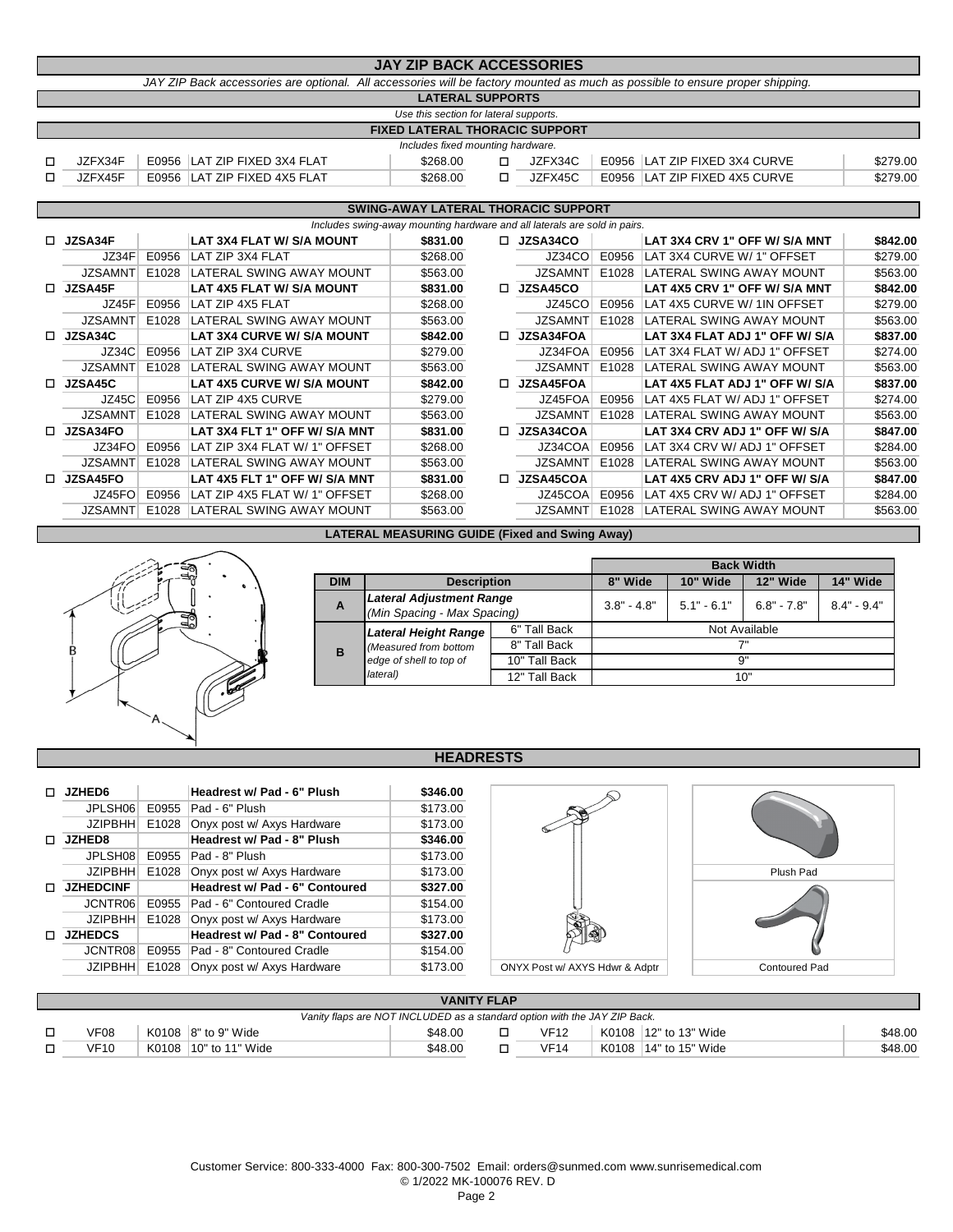# JAY ZIP BACK ACCESSORIES

*JAY ZIP Back accessories are optional. All accessories will be factory mounted as much as possible to ensure proper shipping.*

## LATERAL SUPPORTS

*Use this section for lateral supports.*

### FIXED LATERAL THORACIC SUPPORT

*Includes fixed mounting hardware.*

| | Part # | HCPCS | Description | Price | | Part # | HCPCS | Description | Price |
|---|---|---|---|---|---|---|---|---|---|
| ☐ | JZFX34F | E0956 | LAT ZIP FIXED 3X4 FLAT | $268.00 | ☐ | JZFX34C | E0956 | LAT ZIP FIXED 3X4 CURVE | $279.00 |
| ☐ | JZFX45F | E0956 | LAT ZIP FIXED 4X5 FLAT | $268.00 | ☐ | JZFX45C | E0956 | LAT ZIP FIXED 4X5 CURVE | $279.00 |

### SWING-AWAY LATERAL THORACIC SUPPORT

*Includes swing-away mounting hardware and all laterals are sold in pairs.*

| | Part # | HCPCS | Description | Price | | Part # | HCPCS | Description | Price |
|---|---|---|---|---|---|---|---|---|---|
| ☐ | **JZSA34F** | | **LAT 3X4 FLAT W/ S/A MOUNT** | **$831.00** | ☐ | **JZSA34CO** | | **LAT 3X4 CRV 1" OFF W/ S/A MNT** | **$842.00** |
| | JZ34F | E0956 | LAT ZIP 3X4 FLAT | $268.00 | | JZ34CO | E0956 | LAT 3X4 CURVE W/ 1" OFFSET | $279.00 |
| | JZSAMNT | E1028 | LATERAL SWING AWAY MOUNT | $563.00 | | JZSAMNT | E1028 | LATERAL SWING AWAY MOUNT | $563.00 |
| ☐ | **JZSA45F** | | **LAT 4X5 FLAT W/ S/A MOUNT** | **$831.00** | ☐ | **JZSA45CO** | | **LAT 4X5 CRV 1" OFF W/ S/A MNT** | **$842.00** |
| | JZ45F | E0956 | LAT ZIP 4X5 FLAT | $268.00 | | JZ45CO | E0956 | LAT 4X5 CURVE W/ 1IN OFFSET | $279.00 |
| | JZSAMNT | E1028 | LATERAL SWING AWAY MOUNT | $563.00 | | JZSAMNT | E1028 | LATERAL SWING AWAY MOUNT | $563.00 |
| ☐ | **JZSA34C** | | **LAT 3X4 CURVE W/ S/A MOUNT** | **$842.00** | ☐ | **JZSA34FOA** | | **LAT 3X4 FLAT ADJ 1" OFF W/ S/A** | **$837.00** |
| | JZ34C | E0956 | LAT ZIP 3X4 CURVE | $279.00 | | JZ34FOA | E0956 | LAT 3X4 FLAT W/ ADJ 1" OFFSET | $274.00 |
| | JZSAMNT | E1028 | LATERAL SWING AWAY MOUNT | $563.00 | | JZSAMNT | E1028 | LATERAL SWING AWAY MOUNT | $563.00 |
| ☐ | **JZSA45C** | | **LAT 4X5 CURVE W/ S/A MOUNT** | **$842.00** | ☐ | **JZSA45FOA** | | **LAT 4X5 FLAT ADJ 1" OFF W/ S/A** | **$837.00** |
| | JZ45C | E0956 | LAT ZIP 4X5 CURVE | $279.00 | | JZ45FOA | E0956 | LAT 4X5 FLAT W/ ADJ 1" OFFSET | $274.00 |
| | JZSAMNT | E1028 | LATERAL SWING AWAY MOUNT | $563.00 | | JZSAMNT | E1028 | LATERAL SWING AWAY MOUNT | $563.00 |
| ☐ | **JZSA34FO** | | **LAT 3X4 FLT 1" OFF W/ S/A MNT** | **$831.00** | ☐ | **JZSA34COA** | | **LAT 3X4 CRV ADJ 1" OFF W/ S/A** | **$847.00** |
| | JZ34FO | E0956 | LAT ZIP 3X4 FLAT W/ 1" OFFSET | $268.00 | | JZ34COA | E0956 | LAT 3X4 CRV W/ ADJ 1" OFFSET | $284.00 |
| | JZSAMNT | E1028 | LATERAL SWING AWAY MOUNT | $563.00 | | JZSAMNT | E1028 | LATERAL SWING AWAY MOUNT | $563.00 |
| ☐ | **JZSA45FO** | | **LAT 4X5 FLT 1" OFF W/ S/A MNT** | **$831.00** | ☐ | **JZSA45COA** | | **LAT 4X5 CRV ADJ 1" OFF W/ S/A** | **$847.00** |
| | JZ45FO | E0956 | LAT ZIP 4X5 FLAT W/ 1" OFFSET | $268.00 | | JZ45COA | E0956 | LAT 4X5 CRV W/ ADJ 1" OFFSET | $284.00 |
| | JZSAMNT | E1028 | LATERAL SWING AWAY MOUNT | $563.00 | | JZSAMNT | E1028 | LATERAL SWING AWAY MOUNT | $563.00 |

### LATERAL MEASURING GUIDE (Fixed and Swing Away)

| DIM | Description | | Back Width | | | |
|---|---|---|---|---|---|---|
| | | | 8" Wide | 10" Wide | 12" Wide | 14" Wide |
| A | ***Lateral Adjustment Range*** *(Min Spacing - Max Spacing)* | | 3.8" - 4.8" | 5.1" - 6.1" | 6.8" - 7.8" | 8.4" - 9.4" |
| B | ***Lateral Height Range*** *(Measured from bottom edge of shell to top of lateral)* | 6" Tall Back | Not Available | | | |
| | | 8" Tall Back | 7" | | | |
| | | 10" Tall Back | 9" | | | |
| | | 12" Tall Back | 10" | | | |

## HEADRESTS

| | Part # | HCPCS | Description | Price |
|---|---|---|---|---|
| ☐ | **JZHED6** | | **Headrest w/ Pad - 6" Plush** | **$346.00** |
| | JPLSH06 | E0955 | Pad - 6" Plush | $173.00 |
| | JZIPBHH | E1028 | Onyx post w/ Axys Hardware | $173.00 |
| ☐ | **JZHED8** | | **Headrest w/ Pad - 8" Plush** | **$346.00** |
| | JPLSH08 | E0955 | Pad - 8" Plush | $173.00 |
| | JZIPBHH | E1028 | Onyx post w/ Axys Hardware | $173.00 |
| ☐ | **JZHEDCINF** | | **Headrest w/ Pad - 6" Contoured** | **$327.00** |
| | JCNTR06 | E0955 | Pad - 6" Contoured Cradle | $154.00 |
| | JZIPBHH | E1028 | Onyx post w/ Axys Hardware | $173.00 |
| ☐ | **JZHEDCS** | | **Headrest w/ Pad - 8" Contoured** | **$327.00** |
| | JCNTR08 | E0955 | Pad - 8" Contoured Cradle | $154.00 |
| | JZIPBHH | E1028 | Onyx post w/ Axys Hardware | $173.00 |

ONYX Post w/ AXYS Hdwr & Adptr

Plush Pad

Contoured Pad

## VANITY FLAP

*Vanity flaps are NOT INCLUDED as a standard option with the JAY ZIP Back.*

| | Part # | HCPCS | Description | Price | | Part # | HCPCS | Description | Price |
|---|---|---|---|---|---|---|---|---|---|
| ☐ | VF08 | K0108 | 8" to 9" Wide | $48.00 | ☐ | VF12 | K0108 | 12" to 13" Wide | $48.00 |
| ☐ | VF10 | K0108 | 10" to 11" Wide | $48.00 | ☐ | VF14 | K0108 | 14" to 15" Wide | $48.00 |

Customer Service: 800-333-4000 Fax: 800-300-7502 Email: orders@sunmed.com www.sunrisemedical.com
© 1/2022 MK-100076 REV. D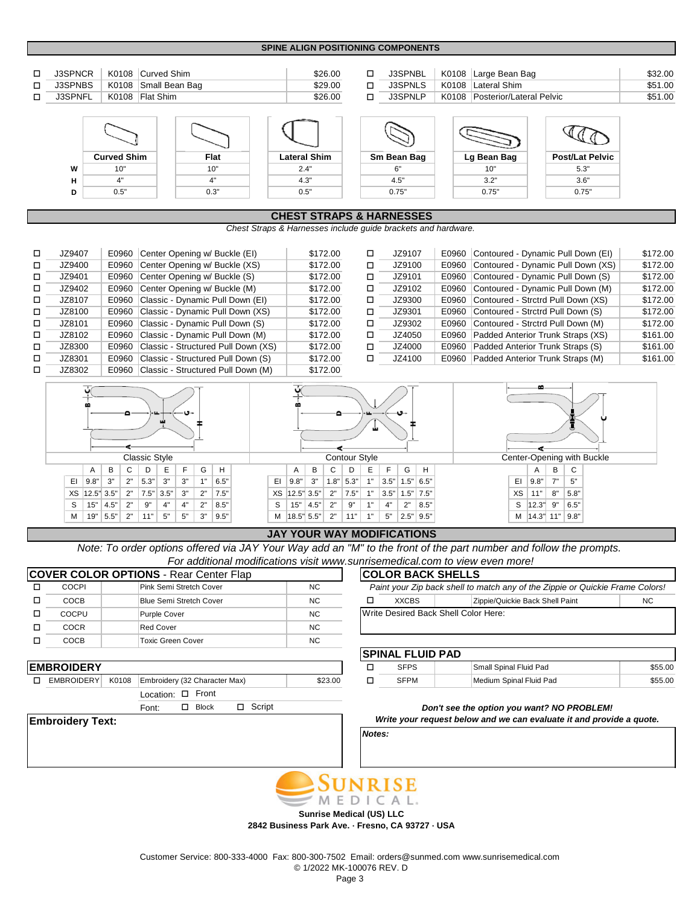## SPINE ALIGN POSITIONING COMPONENTS

| | | | | | | | | | |
|---|---|---|---|---|---|---|---|---|---|
| ☐ | J3SPNCR | K0108 | Curved Shim | $26.00 | ☐ | J3SPNBL | K0108 | Large Bean Bag | $32.00 |
| ☐ | J3SPNBS | K0108 | Small Bean Bag | $29.00 | ☐ | J3SPNLS | K0108 | Lateral Shim | $51.00 |
| ☐ | J3SPNFL | K0108 | Flat Shim | $26.00 | ☐ | J3SPNLP | K0108 | Posterior/Lateral Pelvic | $51.00 |

| | Curved Shim | Flat | Lateral Shim | Sm Bean Bag | Lg Bean Bag | Post/Lat Pelvic |
|---|---|---|---|---|---|---|
| W | 10" | 10" | 2.4" | 6" | 10" | 5.3" |
| H | 4" | 4" | 4.3" | 4.5" | 3.2" | 3.6" |
| D | 0.5" | 0.3" | 0.5" | 0.75" | 0.75" | 0.75" |

## CHEST STRAPS & HARNESSES

*Chest Straps & Harnesses include guide brackets and hardware.*

| | | | | | | | | | |
|---|---|---|---|---|---|---|---|---|---|
| ☐ | JZ9407 | E0960 | Center Opening w/ Buckle (EI) | $172.00 | ☐ | JZ9107 | E0960 | Contoured - Dynamic Pull Down (EI) | $172.00 |
| ☐ | JZ9400 | E0960 | Center Opening w/ Buckle (XS) | $172.00 | ☐ | JZ9100 | E0960 | Contoured - Dynamic Pull Down (XS) | $172.00 |
| ☐ | JZ9401 | E0960 | Center Opening w/ Buckle (S) | $172.00 | ☐ | JZ9101 | E0960 | Contoured - Dynamic Pull Down (S) | $172.00 |
| ☐ | JZ9402 | E0960 | Center Opening w/ Buckle (M) | $172.00 | ☐ | JZ9102 | E0960 | Contoured - Dynamic Pull Down (M) | $172.00 |
| ☐ | JZ8107 | E0960 | Classic - Dynamic Pull Down (EI) | $172.00 | ☐ | JZ9300 | E0960 | Contoured - Strctrd Pull Down (XS) | $172.00 |
| ☐ | JZ8100 | E0960 | Classic - Dynamic Pull Down (XS) | $172.00 | ☐ | JZ9301 | E0960 | Contoured - Strctrd Pull Down (S) | $172.00 |
| ☐ | JZ8101 | E0960 | Classic - Dynamic Pull Down (S) | $172.00 | ☐ | JZ9302 | E0960 | Contoured - Strctrd Pull Down (M) | $172.00 |
| ☐ | JZ8102 | E0960 | Classic - Dynamic Pull Down (M) | $172.00 | ☐ | JZ4050 | E0960 | Padded Anterior Trunk Straps (XS) | $161.00 |
| ☐ | JZ8300 | E0960 | Classic - Structured Pull Down (XS) | $172.00 | ☐ | JZ4000 | E0960 | Padded Anterior Trunk Straps (S) | $161.00 |
| ☐ | JZ8301 | E0960 | Classic - Structured Pull Down (S) | $172.00 | ☐ | JZ4100 | E0960 | Padded Anterior Trunk Straps (M) | $161.00 |
| ☐ | JZ8302 | E0960 | Classic - Structured Pull Down (M) | $172.00 | | | | | |

Classic Style

| | A | B | C | D | E | F | G | H |
|---|---|---|---|---|---|---|---|---|
| EI | 9.8" | 3" | 2" | 5.3" | 3" | 3" | 1" | 6.5" |
| XS | 12.5" | 3.5" | 2" | 7.5" | 3.5" | 3" | 2" | 7.5" |
| S | 15" | 4.5" | 2" | 9" | 4" | 4" | 2" | 8.5" |
| M | 19" | 5.5" | 2" | 11" | 5" | 5" | 3" | 9.5" |

Contour Style

| | A | B | C | D | E | F | G | H |
|---|---|---|---|---|---|---|---|---|
| EI | 9.8" | 3" | 1.8" | 5.3" | 1" | 3.5" | 1.5" | 6.5" |
| XS | 12.5" | 3.5" | 2" | 7.5" | 1" | 3.5" | 1.5" | 7.5" |
| S | 15" | 4.5" | 2" | 9" | 1" | 4" | 2" | 8.5" |
| M | 18.5" | 5.5" | 2" | 11" | 1" | 5" | 2.5" | 9.5" |

Center-Opening with Buckle

| | A | B | C |
|---|---|---|---|
| EI | 9.8" | 7" | 5" |
| XS | 11" | 8" | 5.8" |
| S | 12.3" | 9" | 6.5" |
| M | 14.3" | 11" | 9.8" |

## JAY YOUR WAY MODIFICATIONS

*Note: To order options offered via JAY Your Way add an "M" to the front of the part number and follow the prompts. For additional modifications visit www.sunrisemedical.com to view even more!*

### COVER COLOR OPTIONS - Rear Center Flap

| | | | |
|---|---|---|---|
| ☐ | COCPI | Pink Semi Stretch Cover | NC |
| ☐ | COCB | Blue Semi Stretch Cover | NC |
| ☐ | COCPU | Purple Cover | NC |
| ☐ | COCR | Red Cover | NC |
| ☐ | COCB | Toxic Green Cover | NC |

### COLOR BACK SHELLS

*Paint your Zip back shell to match any of the Zippie or Quickie Frame Colors!*

| | | | |
|---|---|---|---|
| ☐ | XXCBS | Zippie/Quickie Back Shell Paint | NC |

Write Desired Back Shell Color Here:

### EMBROIDERY

| | | | |
|---|---|---|---|
| ☐ EMBROIDERY | K0108 | Embroidery (32 Character Max) | $23.00 |

Location: ☐ Front

Font: ☐ Block ☐ Script

**Embroidery Text:**

### SPINAL FLUID PAD

| | | | |
|---|---|---|---|
| ☐ | SFPS | Small Spinal Fluid Pad | $55.00 |
| ☐ | SFPM | Medium Spinal Fluid Pad | $55.00 |

***Don't see the option you want? NO PROBLEM!***

***Write your request below and we can evaluate it and provide a quote.***

***Notes:***

SUNRISE MEDICAL

**Sunrise Medical (US) LLC**

**2842 Business Park Ave. · Fresno, CA 93727 · USA**

Customer Service: 800-333-4000 Fax: 800-300-7502 Email: orders@sunmed.com www.sunrisemedical.com

© 1/2022 MK-100076 REV. D